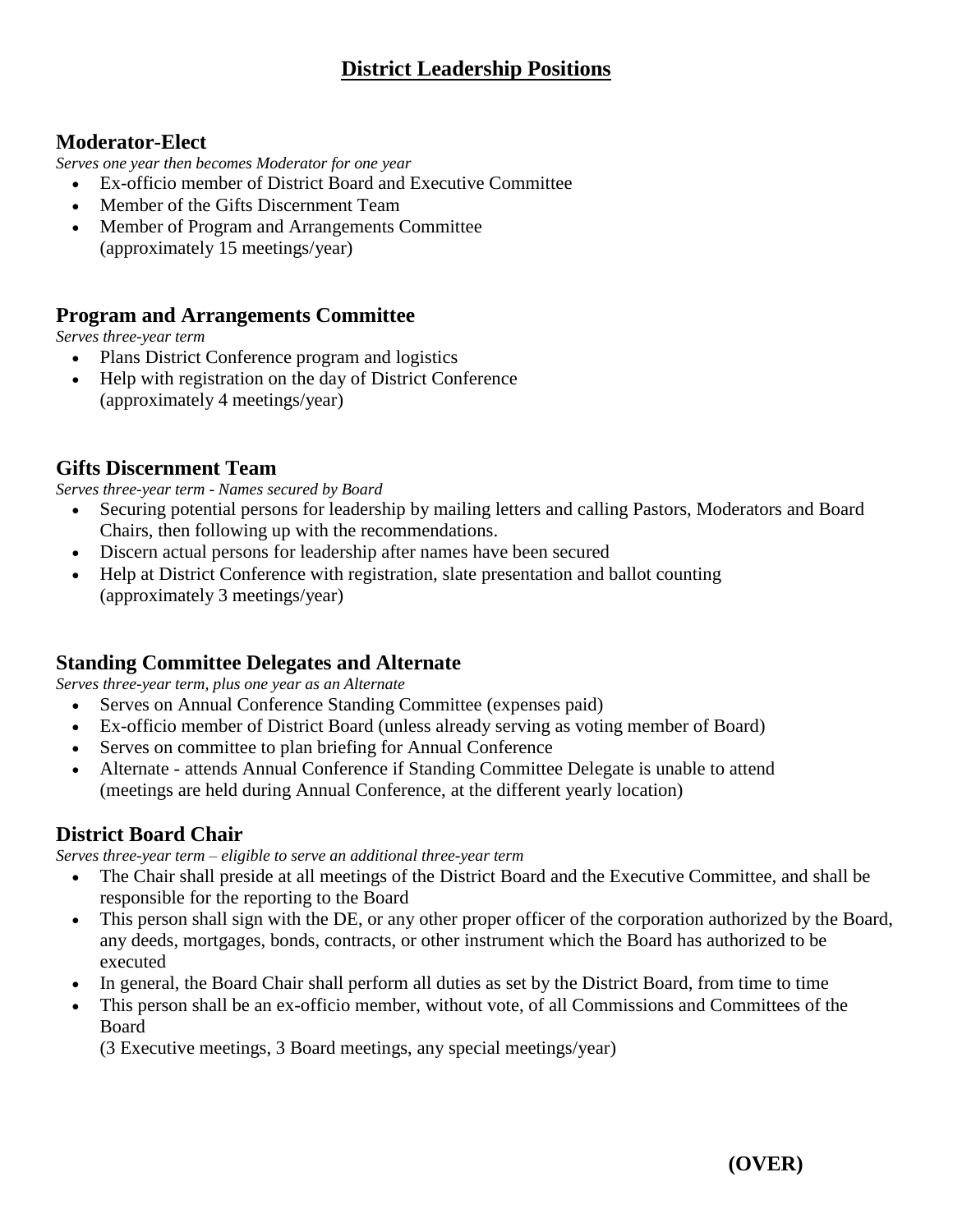# District Leadership Positions

## Moderator-Elect

*Serves one year then becomes Moderator for one year*

- Ex-officio member of District Board and Executive Committee
- Member of the Gifts Discernment Team
- Member of Program and Arrangements Committee
  (approximately 15 meetings/year)

## Program and Arrangements Committee

*Serves three-year term*

- Plans District Conference program and logistics
- Help with registration on the day of District Conference
  (approximately 4 meetings/year)

## Gifts Discernment Team

*Serves three-year term - Names secured by Board*

- Securing potential persons for leadership by mailing letters and calling Pastors, Moderators and Board Chairs, then following up with the recommendations.
- Discern actual persons for leadership after names have been secured
- Help at District Conference with registration, slate presentation and ballot counting
  (approximately 3 meetings/year)

## Standing Committee Delegates and Alternate

*Serves three-year term, plus one year as an Alternate*

- Serves on Annual Conference Standing Committee (expenses paid)
- Ex-officio member of District Board (unless already serving as voting member of Board)
- Serves on committee to plan briefing for Annual Conference
- Alternate - attends Annual Conference if Standing Committee Delegate is unable to attend
  (meetings are held during Annual Conference, at the different yearly location)

## District Board Chair

*Serves three-year term – eligible to serve an additional three-year term*

- The Chair shall preside at all meetings of the District Board and the Executive Committee, and shall be responsible for the reporting to the Board
- This person shall sign with the DE, or any other proper officer of the corporation authorized by the Board, any deeds, mortgages, bonds, contracts, or other instrument which the Board has authorized to be executed
- In general, the Board Chair shall perform all duties as set by the District Board, from time to time
- This person shall be an ex-officio member, without vote, of all Commissions and Committees of the Board
  (3 Executive meetings, 3 Board meetings, any special meetings/year)

**(OVER)**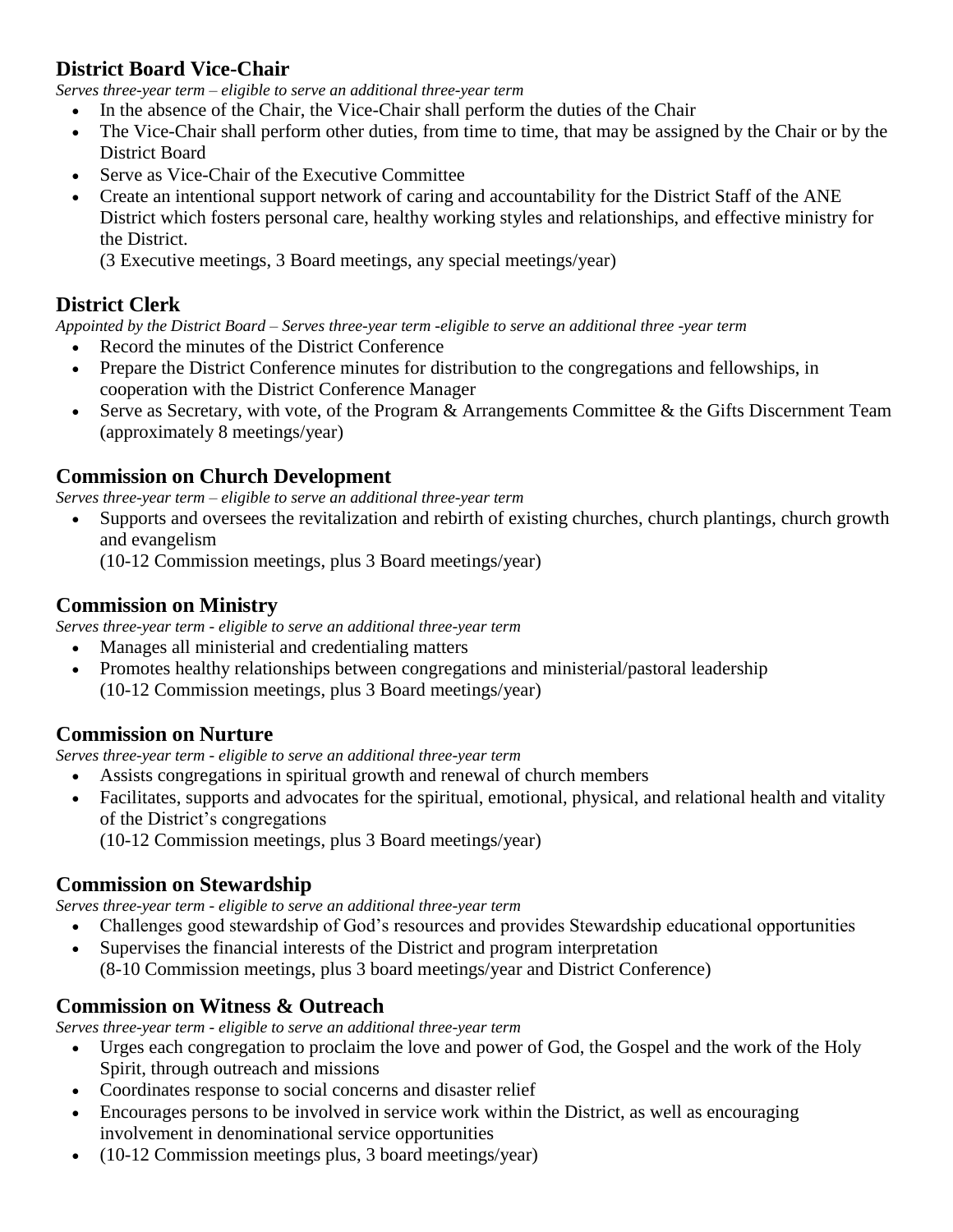## District Board Vice-Chair

*Serves three-year term – eligible to serve an additional three-year term*

- In the absence of the Chair, the Vice-Chair shall perform the duties of the Chair
- The Vice-Chair shall perform other duties, from time to time, that may be assigned by the Chair or by the District Board
- Serve as Vice-Chair of the Executive Committee
- Create an intentional support network of caring and accountability for the District Staff of the ANE District which fosters personal care, healthy working styles and relationships, and effective ministry for the District.
  (3 Executive meetings, 3 Board meetings, any special meetings/year)

## District Clerk

*Appointed by the District Board – Serves three-year term -eligible to serve an additional three -year term*

- Record the minutes of the District Conference
- Prepare the District Conference minutes for distribution to the congregations and fellowships, in cooperation with the District Conference Manager
- Serve as Secretary, with vote, of the Program & Arrangements Committee & the Gifts Discernment Team (approximately 8 meetings/year)

## Commission on Church Development

*Serves three-year term – eligible to serve an additional three-year term*

- Supports and oversees the revitalization and rebirth of existing churches, church plantings, church growth and evangelism
  (10-12 Commission meetings, plus 3 Board meetings/year)

## Commission on Ministry

*Serves three-year term - eligible to serve an additional three-year term*

- Manages all ministerial and credentialing matters
- Promotes healthy relationships between congregations and ministerial/pastoral leadership
  (10-12 Commission meetings, plus 3 Board meetings/year)

## Commission on Nurture

*Serves three-year term - eligible to serve an additional three-year term*

- Assists congregations in spiritual growth and renewal of church members
- Facilitates, supports and advocates for the spiritual, emotional, physical, and relational health and vitality of the District's congregations
  (10-12 Commission meetings, plus 3 Board meetings/year)

## Commission on Stewardship

*Serves three-year term - eligible to serve an additional three-year term*

- Challenges good stewardship of God's resources and provides Stewardship educational opportunities
- Supervises the financial interests of the District and program interpretation
  (8-10 Commission meetings, plus 3 board meetings/year and District Conference)

## Commission on Witness & Outreach

*Serves three-year term - eligible to serve an additional three-year term*

- Urges each congregation to proclaim the love and power of God, the Gospel and the work of the Holy Spirit, through outreach and missions
- Coordinates response to social concerns and disaster relief
- Encourages persons to be involved in service work within the District, as well as encouraging involvement in denominational service opportunities
- (10-12 Commission meetings plus, 3 board meetings/year)